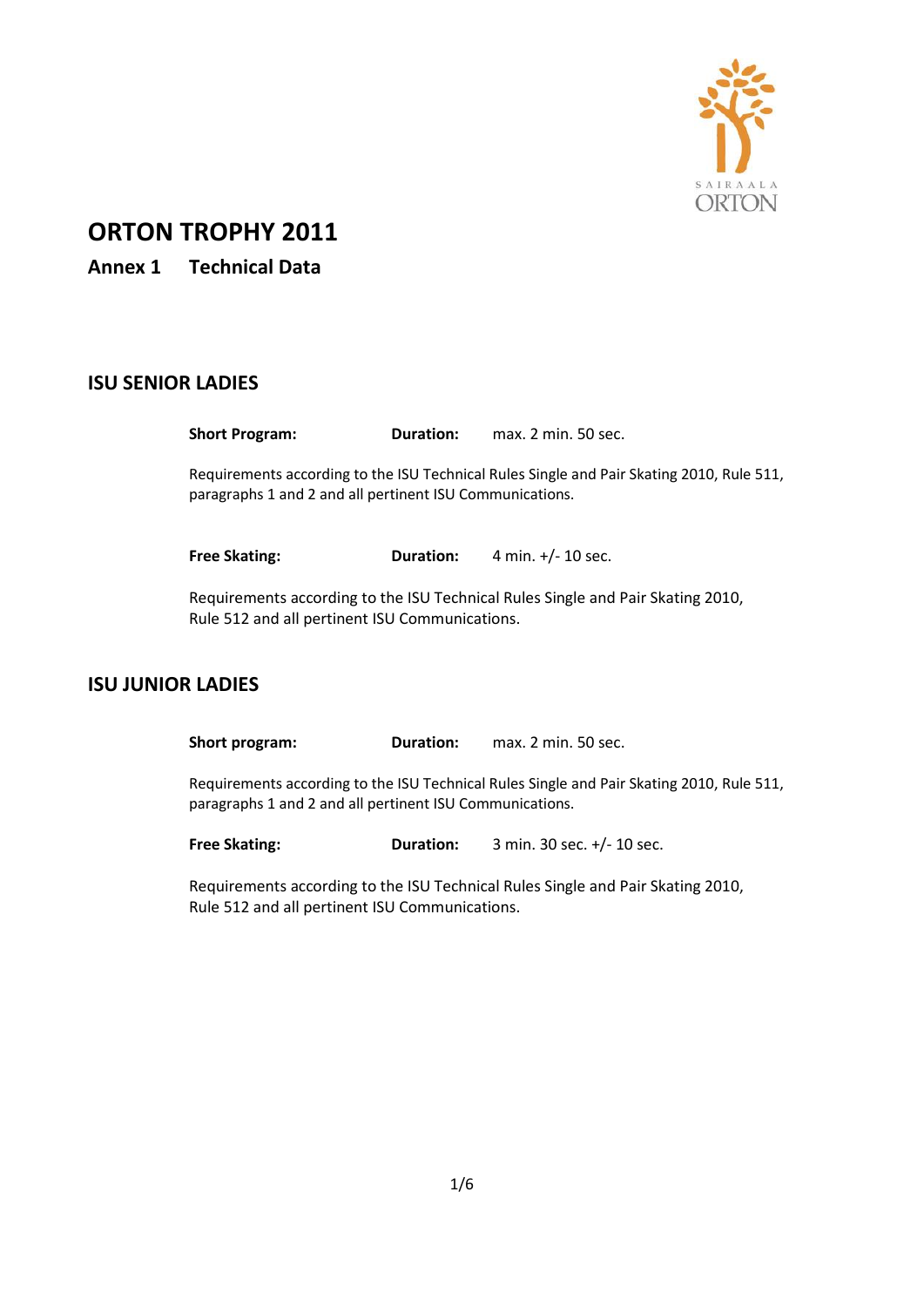# ORTON TROPHY 2011

## Annex 1 Technical Data

### ISU SENIOR LADIES

**Short Program:** **Duration:** max. 2 min. 50 sec.

Requirements according to the ISU Technical Rules Single and Pair Skating 2010, Rule 511, paragraphs 1 and 2 and all pertinent ISU Communications.

**Free Skating:** **Duration:** 4 min. +/- 10 sec.

Requirements according to the ISU Technical Rules Single and Pair Skating 2010, Rule 512 and all pertinent ISU Communications.

### ISU JUNIOR LADIES

**Short program:** **Duration:** max. 2 min. 50 sec.

Requirements according to the ISU Technical Rules Single and Pair Skating 2010, Rule 511, paragraphs 1 and 2 and all pertinent ISU Communications.

**Free Skating:** **Duration:** 3 min. 30 sec. +/- 10 sec.

Requirements according to the ISU Technical Rules Single and Pair Skating 2010, Rule 512 and all pertinent ISU Communications.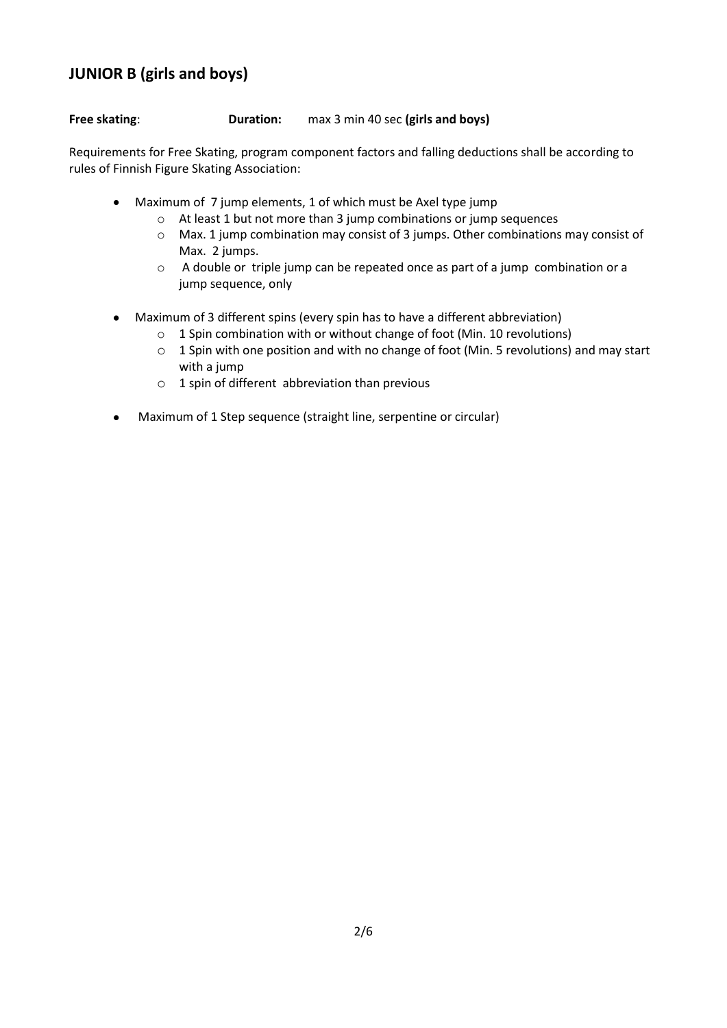## JUNIOR B (girls and boys)

**Free skating**: **Duration:** max 3 min 40 sec **(girls and boys)**

Requirements for Free Skating, program component factors and falling deductions shall be according to rules of Finnish Figure Skating Association:

- Maximum of 7 jump elements, 1 of which must be Axel type jump
    - At least 1 but not more than 3 jump combinations or jump sequences
    - Max. 1 jump combination may consist of 3 jumps. Other combinations may consist of Max. 2 jumps.
    - A double or triple jump can be repeated once as part of a jump combination or a jump sequence, only
- Maximum of 3 different spins (every spin has to have a different abbreviation)
    - 1 Spin combination with or without change of foot (Min. 10 revolutions)
    - 1 Spin with one position and with no change of foot (Min. 5 revolutions) and may start with a jump
    - 1 spin of different abbreviation than previous
- Maximum of 1 Step sequence (straight line, serpentine or circular)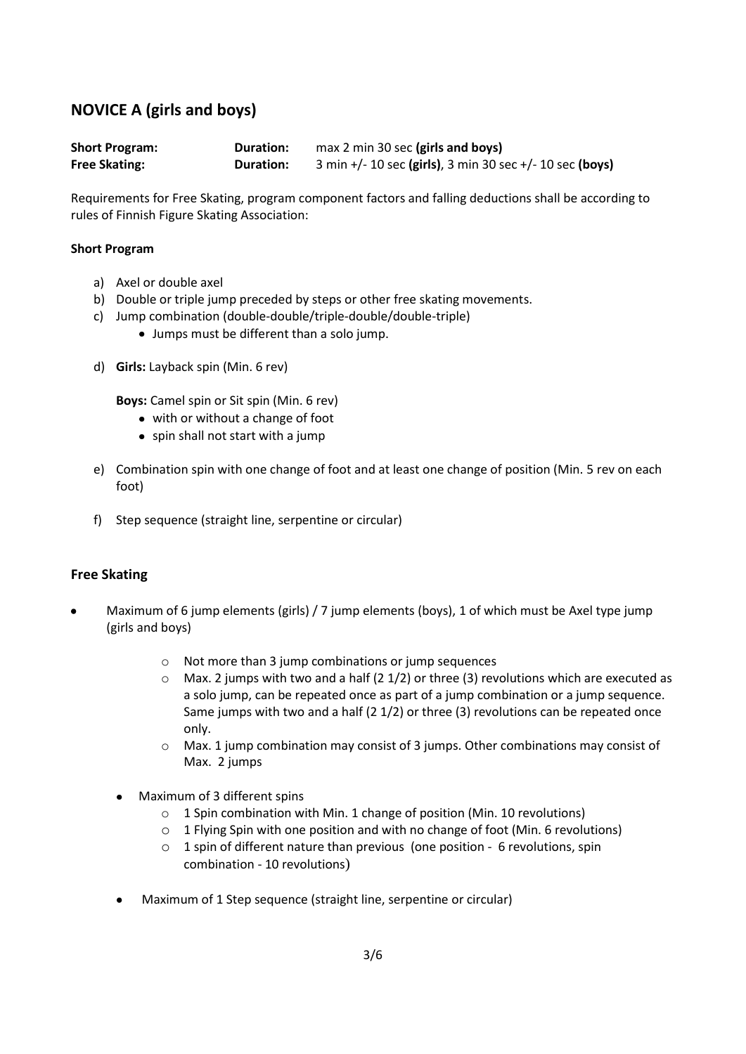## NOVICE A (girls and boys)

| | | |
|---|---|---|
| **Short Program:** | **Duration:** | max 2 min 30 sec **(girls and boys)** |
| **Free Skating:** | **Duration:** | 3 min +/- 10 sec **(girls)**, 3 min 30 sec +/- 10 sec **(boys)** |

Requirements for Free Skating, program component factors and falling deductions shall be according to rules of Finnish Figure Skating Association:

**Short Program**

a) Axel or double axel
b) Double or triple jump preceded by steps or other free skating movements.
c) Jump combination (double-double/triple-double/double-triple)
   - Jumps must be different than a solo jump.

d) **Girls:** Layback spin (Min. 6 rev)

   **Boys:** Camel spin or Sit spin (Min. 6 rev)
   - with or without a change of foot
   - spin shall not start with a jump

e) Combination spin with one change of foot and at least one change of position (Min. 5 rev on each foot)

f) Step sequence (straight line, serpentine or circular)

### Free Skating

- Maximum of 6 jump elements (girls) / 7 jump elements (boys), 1 of which must be Axel type jump (girls and boys)
  - Not more than 3 jump combinations or jump sequences
  - Max. 2 jumps with two and a half (2 1/2) or three (3) revolutions which are executed as a solo jump, can be repeated once as part of a jump combination or a jump sequence. Same jumps with two and a half (2 1/2) or three (3) revolutions can be repeated once only.
  - Max. 1 jump combination may consist of 3 jumps. Other combinations may consist of Max. 2 jumps
- Maximum of 3 different spins
  - 1 Spin combination with Min. 1 change of position (Min. 10 revolutions)
  - 1 Flying Spin with one position and with no change of foot (Min. 6 revolutions)
  - 1 spin of different nature than previous (one position - 6 revolutions, spin combination - 10 revolutions)
- Maximum of 1 Step sequence (straight line, serpentine or circular)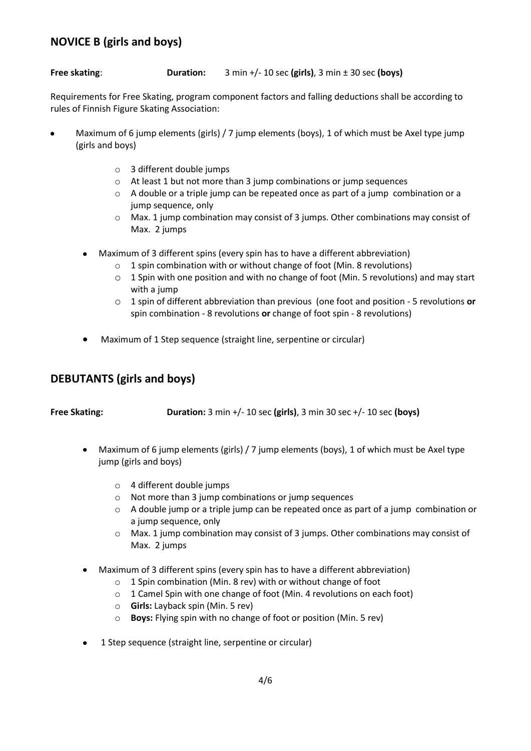## NOVICE B (girls and boys)

**Free skating**: **Duration:** 3 min +/- 10 sec **(girls)**, 3 min ± 30 sec **(boys)**

Requirements for Free Skating, program component factors and falling deductions shall be according to rules of Finnish Figure Skating Association:

- Maximum of 6 jump elements (girls) / 7 jump elements (boys), 1 of which must be Axel type jump (girls and boys)
    - 3 different double jumps
    - At least 1 but not more than 3 jump combinations or jump sequences
    - A double or a triple jump can be repeated once as part of a jump combination or a jump sequence, only
    - Max. 1 jump combination may consist of 3 jumps. Other combinations may consist of Max. 2 jumps
- Maximum of 3 different spins (every spin has to have a different abbreviation)
    - 1 spin combination with or without change of foot (Min. 8 revolutions)
    - 1 Spin with one position and with no change of foot (Min. 5 revolutions) and may start with a jump
    - 1 spin of different abbreviation than previous (one foot and position - 5 revolutions **or** spin combination - 8 revolutions **or** change of foot spin - 8 revolutions)
- Maximum of 1 Step sequence (straight line, serpentine or circular)

## DEBUTANTS (girls and boys)

**Free Skating:** **Duration:** 3 min +/- 10 sec **(girls)**, 3 min 30 sec +/- 10 sec **(boys)**

- Maximum of 6 jump elements (girls) / 7 jump elements (boys), 1 of which must be Axel type jump (girls and boys)
    - 4 different double jumps
    - Not more than 3 jump combinations or jump sequences
    - A double jump or a triple jump can be repeated once as part of a jump combination or a jump sequence, only
    - Max. 1 jump combination may consist of 3 jumps. Other combinations may consist of Max. 2 jumps
- Maximum of 3 different spins (every spin has to have a different abbreviation)
    - 1 Spin combination (Min. 8 rev) with or without change of foot
    - 1 Camel Spin with one change of foot (Min. 4 revolutions on each foot)
    - **Girls:** Layback spin (Min. 5 rev)
    - **Boys:** Flying spin with no change of foot or position (Min. 5 rev)
- 1 Step sequence (straight line, serpentine or circular)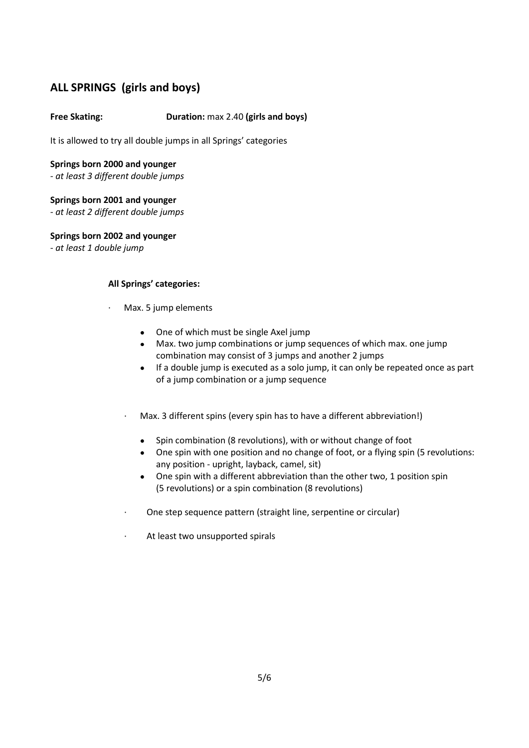## ALL SPRINGS (girls and boys)

**Free Skating:** **Duration:** max 2.40 **(girls and boys)**

It is allowed to try all double jumps in all Springs' categories

**Springs born 2000 and younger**
- *at least 3 different double jumps*

**Springs born 2001 and younger**
- *at least 2 different double jumps*

**Springs born 2002 and younger**
- *at least 1 double jump*

**All Springs' categories:**

- Max. 5 jump elements
  - One of which must be single Axel jump
  - Max. two jump combinations or jump sequences of which max. one jump combination may consist of 3 jumps and another 2 jumps
  - If a double jump is executed as a solo jump, it can only be repeated once as part of a jump combination or a jump sequence

- Max. 3 different spins (every spin has to have a different abbreviation!)
  - Spin combination (8 revolutions), with or without change of foot
  - One spin with one position and no change of foot, or a flying spin (5 revolutions: any position - upright, layback, camel, sit)
  - One spin with a different abbreviation than the other two, 1 position spin (5 revolutions) or a spin combination (8 revolutions)

- One step sequence pattern (straight line, serpentine or circular)

- At least two unsupported spirals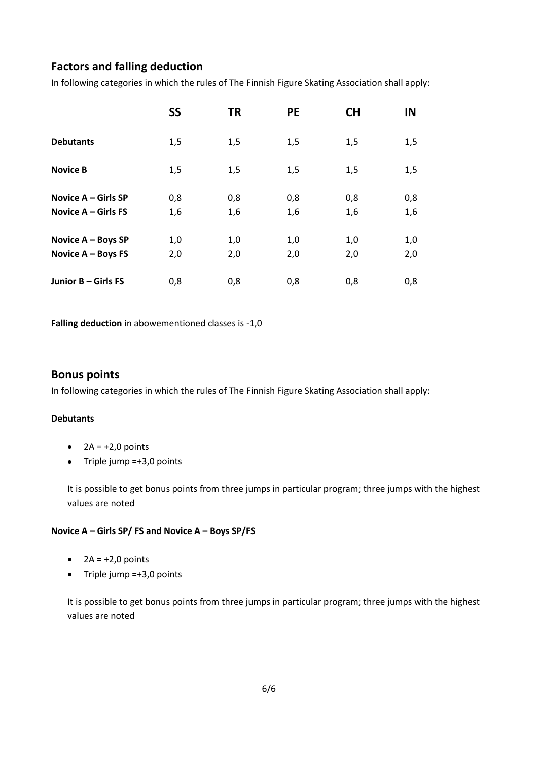## Factors and falling deduction

In following categories in which the rules of The Finnish Figure Skating Association shall apply:

| | SS | TR | PE | CH | IN |
|---|---|---|---|---|---|
| **Debutants** | 1,5 | 1,5 | 1,5 | 1,5 | 1,5 |
| **Novice B** | 1,5 | 1,5 | 1,5 | 1,5 | 1,5 |
| **Novice A – Girls SP** | 0,8 | 0,8 | 0,8 | 0,8 | 0,8 |
| **Novice A – Girls FS** | 1,6 | 1,6 | 1,6 | 1,6 | 1,6 |
| **Novice A – Boys SP** | 1,0 | 1,0 | 1,0 | 1,0 | 1,0 |
| **Novice A – Boys FS** | 2,0 | 2,0 | 2,0 | 2,0 | 2,0 |
| **Junior B – Girls FS** | 0,8 | 0,8 | 0,8 | 0,8 | 0,8 |

**Falling deduction** in abowementioned classes is -1,0

## Bonus points

In following categories in which the rules of The Finnish Figure Skating Association shall apply:

**Debutants**

- 2A = +2,0 points
- Triple jump =+3,0 points

It is possible to get bonus points from three jumps in particular program; three jumps with the highest values are noted

**Novice A – Girls SP/ FS and Novice A – Boys SP/FS**

- 2A = +2,0 points
- Triple jump =+3,0 points

It is possible to get bonus points from three jumps in particular program; three jumps with the highest values are noted